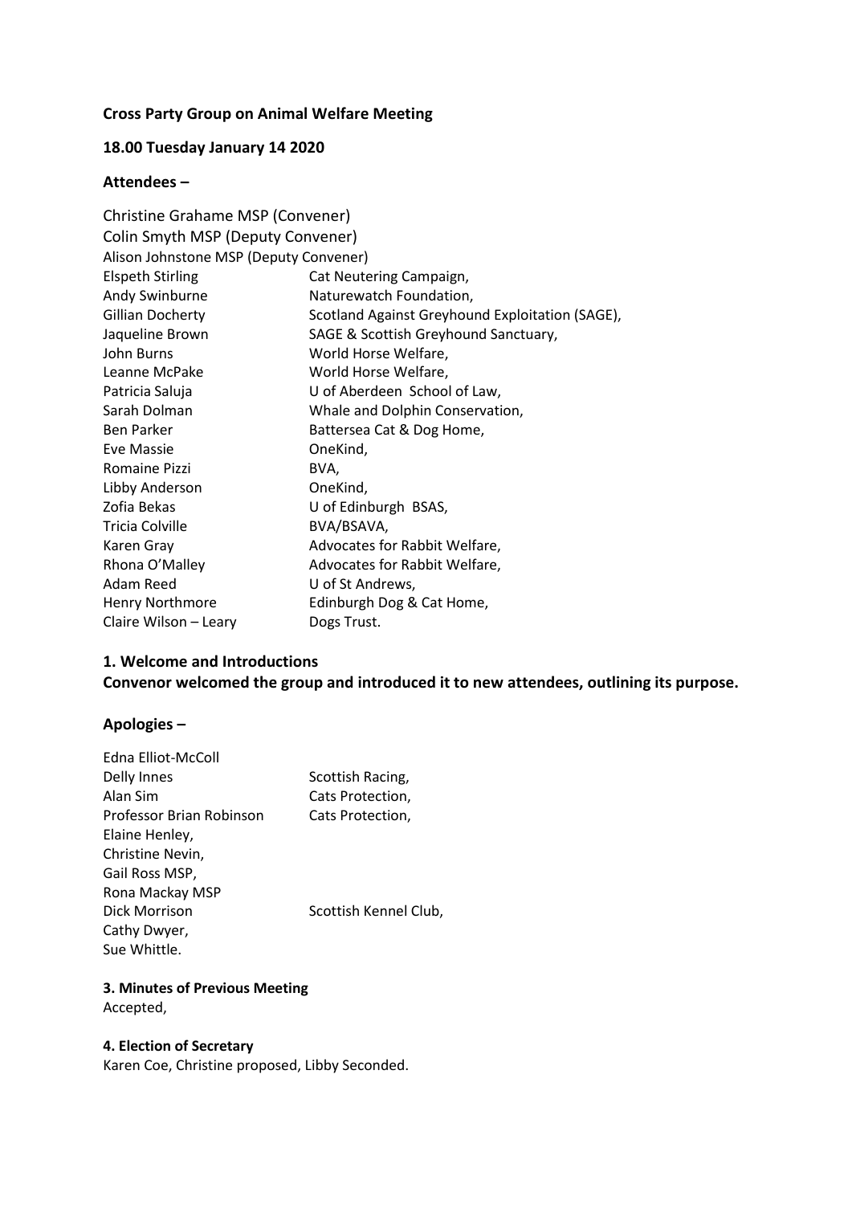**Cross Party Group on Animal Welfare Meeting**

**18.00 Tuesday January 14 2020**

**Attendees –**

Christine Grahame MSP (Convener)
Colin Smyth MSP (Deputy Convener)
Alison Johnstone MSP (Deputy Convener)

| | |
|---|---|
| Elspeth Stirling | Cat Neutering Campaign, |
| Andy Swinburne | Naturewatch Foundation, |
| Gillian Docherty | Scotland Against Greyhound Exploitation (SAGE), |
| Jaqueline Brown | SAGE & Scottish Greyhound Sanctuary, |
| John Burns | World Horse Welfare, |
| Leanne McPake | World Horse Welfare, |
| Patricia Saluja | U of Aberdeen School of Law, |
| Sarah Dolman | Whale and Dolphin Conservation, |
| Ben Parker | Battersea Cat & Dog Home, |
| Eve Massie | OneKind, |
| Romaine Pizzi | BVA, |
| Libby Anderson | OneKind, |
| Zofia Bekas | U of Edinburgh BSAS, |
| Tricia Colville | BVA/BSAVA, |
| Karen Gray | Advocates for Rabbit Welfare, |
| Rhona O'Malley | Advocates for Rabbit Welfare, |
| Adam Reed | U of St Andrews, |
| Henry Northmore | Edinburgh Dog & Cat Home, |
| Claire Wilson – Leary | Dogs Trust. |

### 1. Welcome and Introductions

**Convenor welcomed the group and introduced it to new attendees, outlining its purpose.**

**Apologies –**

| | |
|---|---|
| Edna Elliot-McColl | |
| Delly Innes | Scottish Racing, |
| Alan Sim | Cats Protection, |
| Professor Brian Robinson | Cats Protection, |
| Elaine Henley, | |
| Christine Nevin, | |
| Gail Ross MSP, | |
| Rona Mackay MSP | |
| Dick Morrison | Scottish Kennel Club, |
| Cathy Dwyer, | |
| Sue Whittle. | |

### 3. Minutes of Previous Meeting

Accepted,

### 4. Election of Secretary

Karen Coe, Christine proposed, Libby Seconded.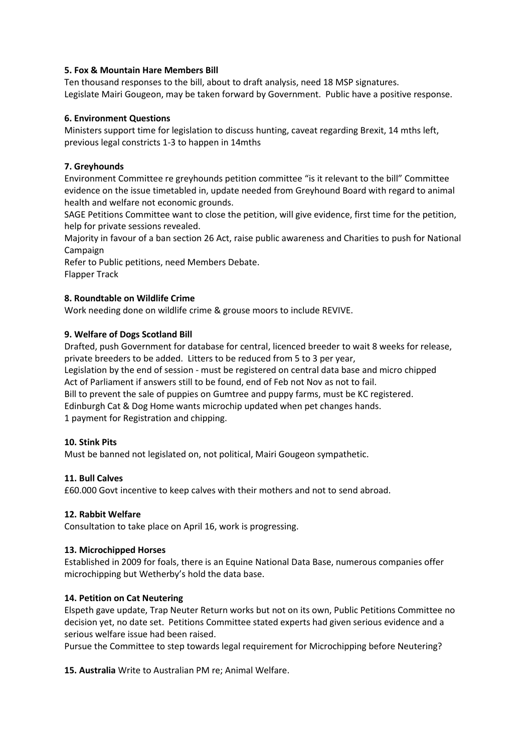**5. Fox & Mountain Hare Members Bill**

Ten thousand responses to the bill, about to draft analysis, need 18 MSP signatures.
Legislate Mairi Gougeon, may be taken forward by Government. Public have a positive response.

**6. Environment Questions**

Ministers support time for legislation to discuss hunting, caveat regarding Brexit, 14 mths left, previous legal constricts 1-3 to happen in 14mths

**7. Greyhounds**

Environment Committee re greyhounds petition committee "is it relevant to the bill" Committee evidence on the issue timetabled in, update needed from Greyhound Board with regard to animal health and welfare not economic grounds.
SAGE Petitions Committee want to close the petition, will give evidence, first time for the petition, help for private sessions revealed.
Majority in favour of a ban section 26 Act, raise public awareness and Charities to push for National Campaign
Refer to Public petitions, need Members Debate.
Flapper Track

**8. Roundtable on Wildlife Crime**

Work needing done on wildlife crime & grouse moors to include REVIVE.

**9. Welfare of Dogs Scotland Bill**

Drafted, push Government for database for central, licenced breeder to wait 8 weeks for release, private breeders to be added. Litters to be reduced from 5 to 3 per year,
Legislation by the end of session - must be registered on central data base and micro chipped
Act of Parliament if answers still to be found, end of Feb not Nov as not to fail.
Bill to prevent the sale of puppies on Gumtree and puppy farms, must be KC registered.
Edinburgh Cat & Dog Home wants microchip updated when pet changes hands.
1 payment for Registration and chipping.

**10. Stink Pits**

Must be banned not legislated on, not political, Mairi Gougeon sympathetic.

**11. Bull Calves**

£60.000 Govt incentive to keep calves with their mothers and not to send abroad.

**12. Rabbit Welfare**

Consultation to take place on April 16, work is progressing.

**13. Microchipped Horses**

Established in 2009 for foals, there is an Equine National Data Base, numerous companies offer microchipping but Wetherby's hold the data base.

**14. Petition on Cat Neutering**

Elspeth gave update, Trap Neuter Return works but not on its own, Public Petitions Committee no decision yet, no date set. Petitions Committee stated experts had given serious evidence and a serious welfare issue had been raised.
Pursue the Committee to step towards legal requirement for Microchipping before Neutering?

**15. Australia** Write to Australian PM re; Animal Welfare.